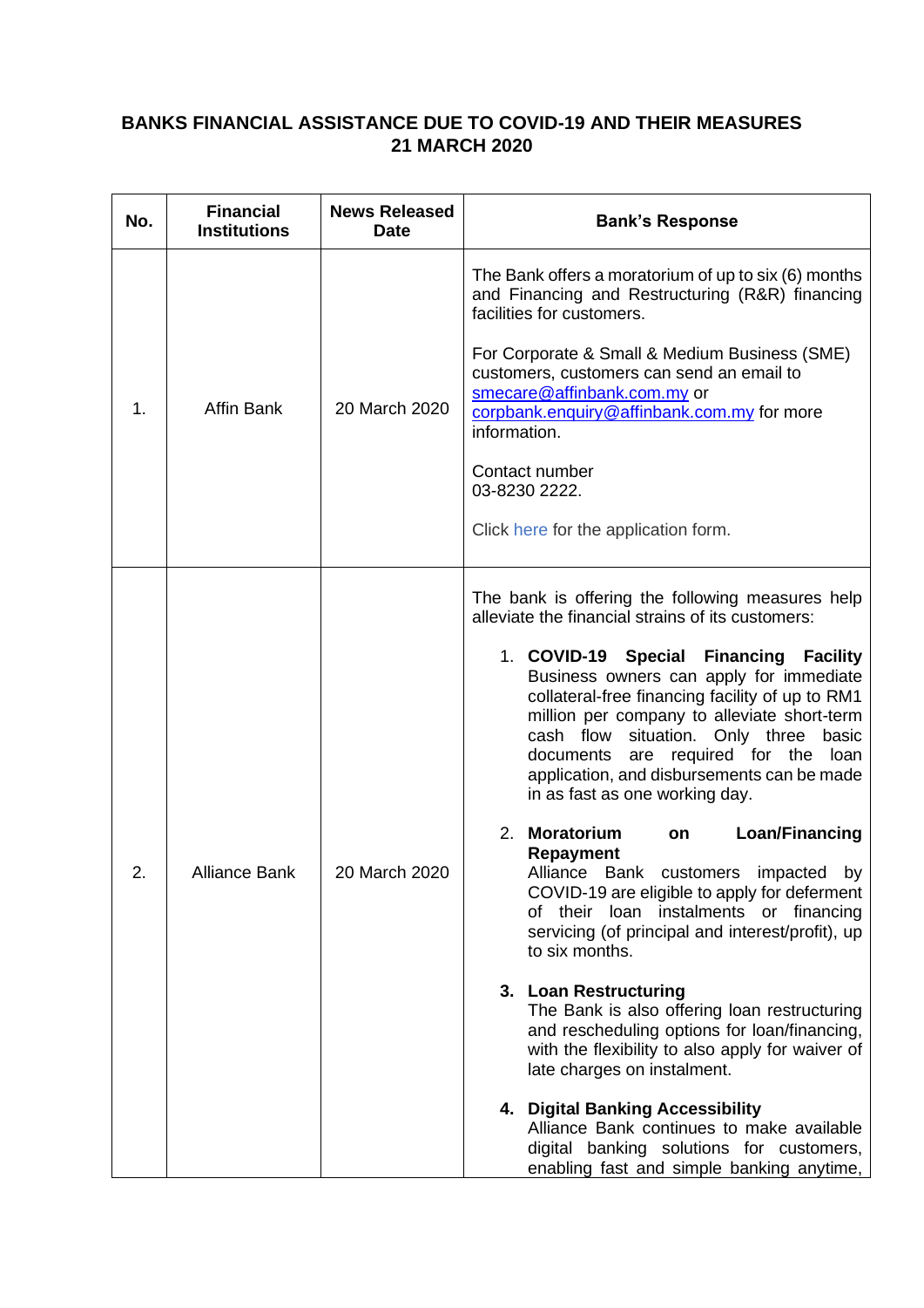**BANKS FINANCIAL ASSISTANCE DUE TO COVID-19 AND THEIR MEASURES 21 MARCH 2020**

| No. | Financial Institutions | News Released Date | Bank's Response |
|---|---|---|---|
| 1. | Affin Bank | 20 March 2020 | The Bank offers a moratorium of up to six (6) months and Financing and Restructuring (R&R) financing facilities for customers.<br><br>For Corporate & Small & Medium Business (SME) customers, customers can send an email to smecare@affinbank.com.my or corpbank.enquiry@affinbank.com.my for more information.<br><br>Contact number 03-8230 2222.<br><br>Click here for the application form. |
| 2. | Alliance Bank | 20 March 2020 | The bank is offering the following measures help alleviate the financial strains of its customers:<br><br>1. **COVID-19 Special Financing Facility** Business owners can apply for immediate collateral-free financing facility of up to RM1 million per company to alleviate short-term cash flow situation. Only three basic documents are required for the loan application, and disbursements can be made in as fast as one working day.<br><br>2. **Moratorium on Loan/Financing Repayment** Alliance Bank customers impacted by COVID-19 are eligible to apply for deferment of their loan instalments or financing servicing (of principal and interest/profit), up to six months.<br><br>3. **Loan Restructuring** The Bank is also offering loan restructuring and rescheduling options for loan/financing, with the flexibility to also apply for waiver of late charges on instalment.<br><br>4. **Digital Banking Accessibility** Alliance Bank continues to make available digital banking solutions for customers, enabling fast and simple banking anytime, |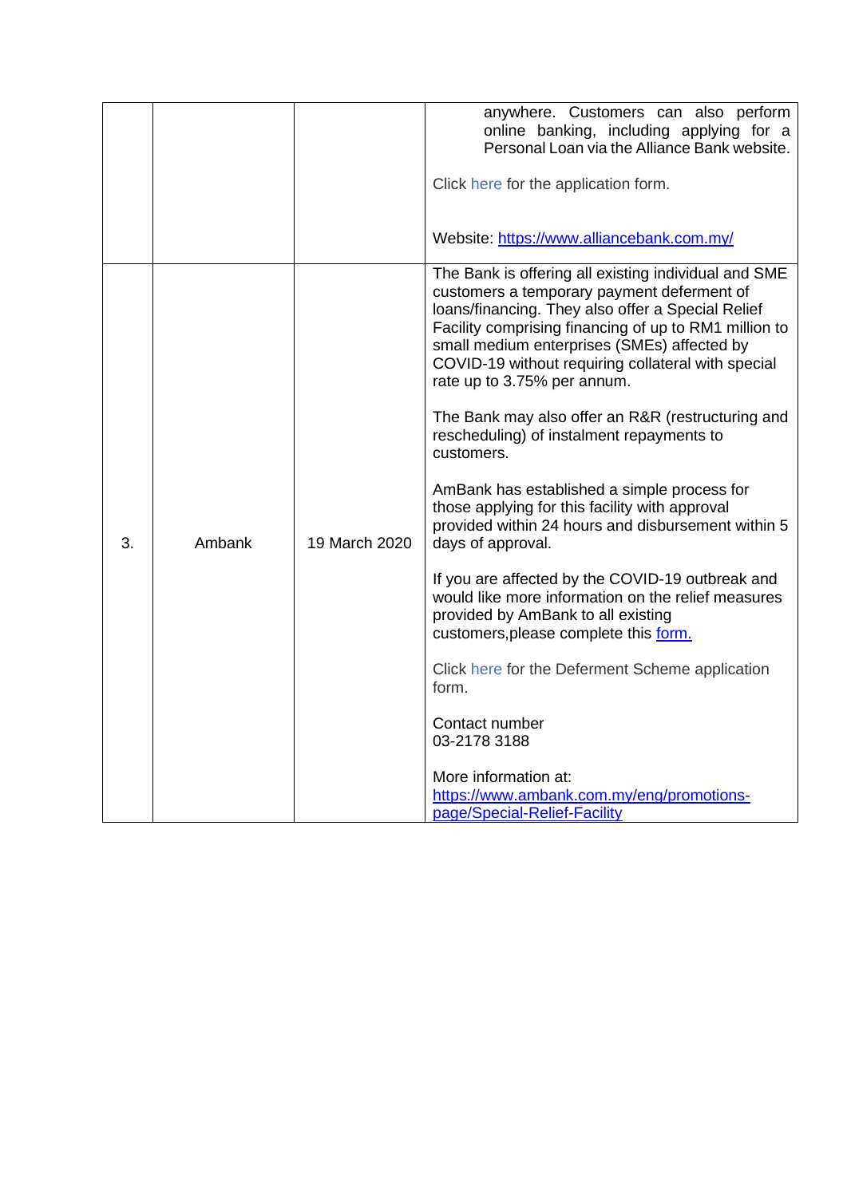| | | | |
|---|---|---|---|
| | | | anywhere. Customers can also perform online banking, including applying for a Personal Loan via the Alliance Bank website.<br><br>Click here for the application form.<br><br>Website: https://www.alliancebank.com.my/ |
| 3. | Ambank | 19 March 2020 | The Bank is offering all existing individual and SME customers a temporary payment deferment of loans/financing. They also offer a Special Relief Facility comprising financing of up to RM1 million to small medium enterprises (SMEs) affected by COVID-19 without requiring collateral with special rate up to 3.75% per annum.<br><br>The Bank may also offer an R&R (restructuring and rescheduling) of instalment repayments to customers.<br><br>AmBank has established a simple process for those applying for this facility with approval provided within 24 hours and disbursement within 5 days of approval.<br><br>If you are affected by the COVID-19 outbreak and would like more information on the relief measures provided by AmBank to all existing customers,please complete this form.<br><br>Click here for the Deferment Scheme application form.<br><br>Contact number<br>03-2178 3188<br><br>More information at:<br>https://www.ambank.com.my/eng/promotions-page/Special-Relief-Facility |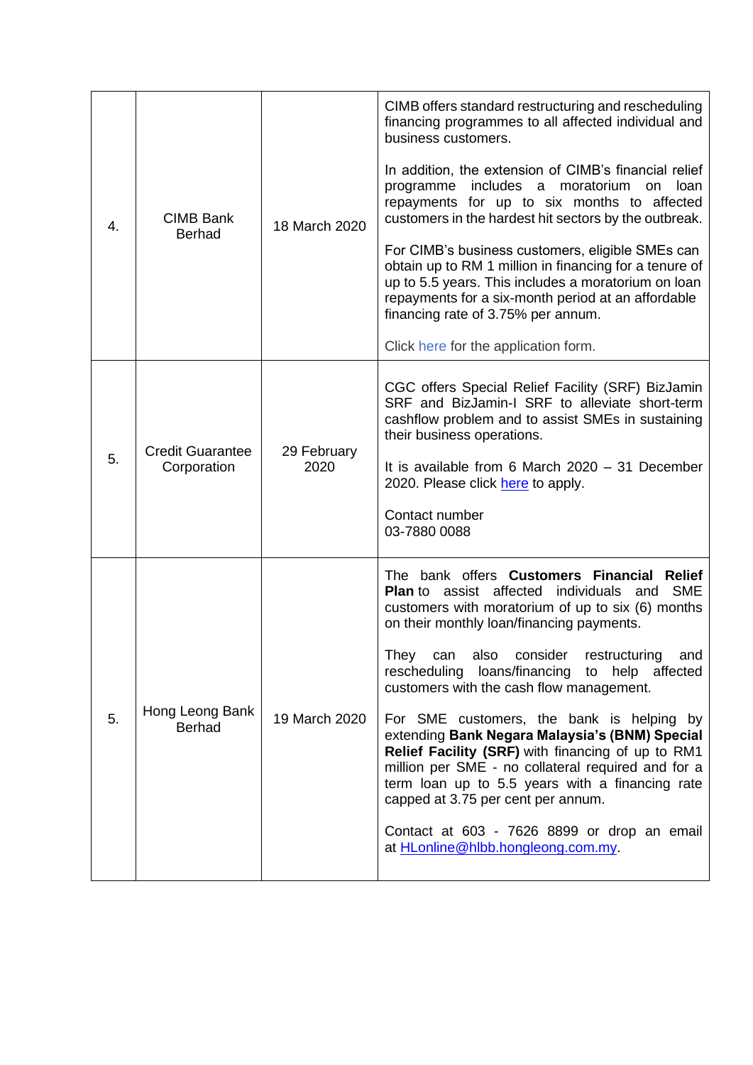| | | | |
|---|---|---|---|
| 4. | CIMB Bank Berhad | 18 March 2020 | CIMB offers standard restructuring and rescheduling financing programmes to all affected individual and business customers.<br><br>In addition, the extension of CIMB's financial relief programme includes a moratorium on loan repayments for up to six months to affected customers in the hardest hit sectors by the outbreak.<br><br>For CIMB's business customers, eligible SMEs can obtain up to RM 1 million in financing for a tenure of up to 5.5 years. This includes a moratorium on loan repayments for a six-month period at an affordable financing rate of 3.75% per annum.<br><br>Click here for the application form. |
| 5. | Credit Guarantee Corporation | 29 February 2020 | CGC offers Special Relief Facility (SRF) BizJamin SRF and BizJamin-I SRF to alleviate short-term cashflow problem and to assist SMEs in sustaining their business operations.<br><br>It is available from 6 March 2020 – 31 December 2020. Please click here to apply.<br><br>Contact number<br>03-7880 0088 |
| 5. | Hong Leong Bank Berhad | 19 March 2020 | The bank offers **Customers Financial Relief Plan** to assist affected individuals and SME customers with moratorium of up to six (6) months on their monthly loan/financing payments.<br><br>They can also consider restructuring and rescheduling loans/financing to help affected customers with the cash flow management.<br><br>For SME customers, the bank is helping by extending **Bank Negara Malaysia's (BNM) Special Relief Facility (SRF)** with financing of up to RM1 million per SME - no collateral required and for a term loan up to 5.5 years with a financing rate capped at 3.75 per cent per annum.<br><br>Contact at 603 - 7626 8899 or drop an email at HLonline@hlbb.hongleong.com.my. |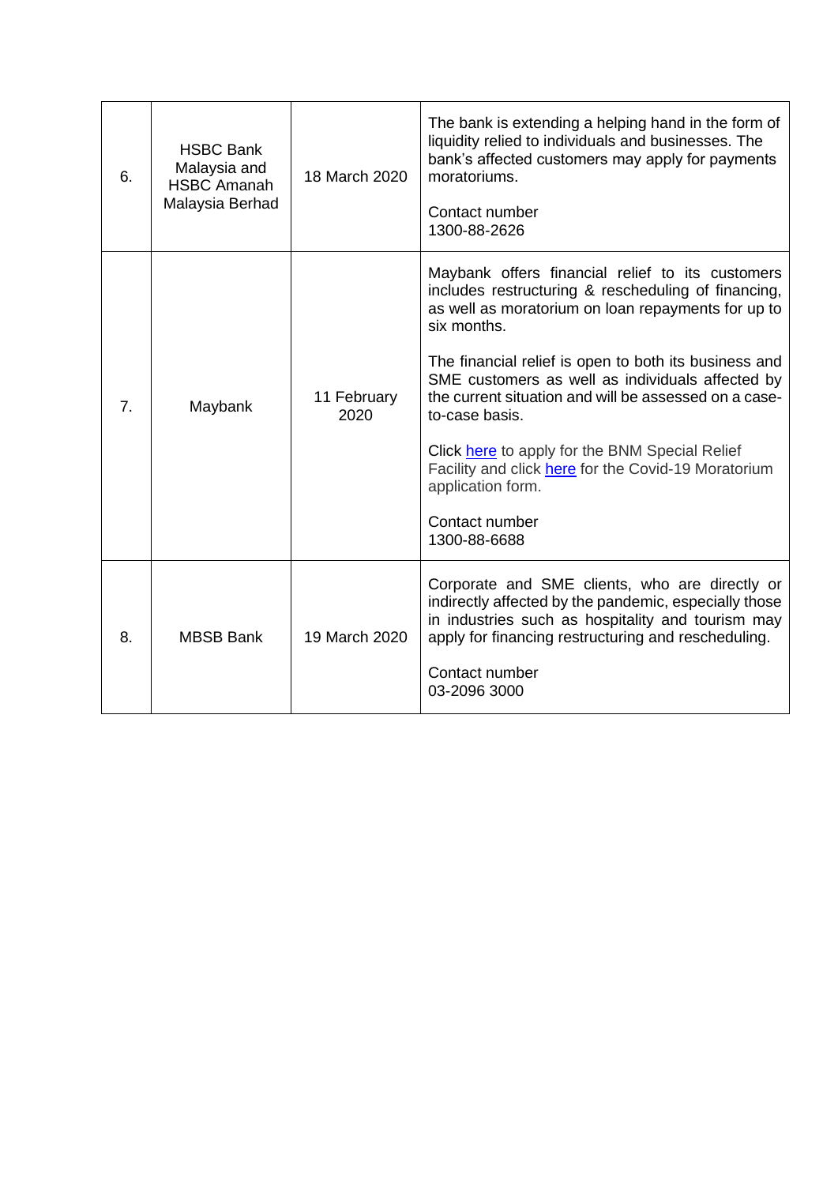| | | | |
|---|---|---|---|
| 6. | HSBC Bank Malaysia and HSBC Amanah Malaysia Berhad | 18 March 2020 | The bank is extending a helping hand in the form of liquidity relied to individuals and businesses. The bank's affected customers may apply for payments moratoriums.<br><br>Contact number<br>1300-88-2626 |
| 7. | Maybank | 11 February 2020 | Maybank offers financial relief to its customers includes restructuring & rescheduling of financing, as well as moratorium on loan repayments for up to six months.<br><br>The financial relief is open to both its business and SME customers as well as individuals affected by the current situation and will be assessed on a case-to-case basis.<br><br>Click here to apply for the BNM Special Relief Facility and click here for the Covid-19 Moratorium application form.<br><br>Contact number<br>1300-88-6688 |
| 8. | MBSB Bank | 19 March 2020 | Corporate and SME clients, who are directly or indirectly affected by the pandemic, especially those in industries such as hospitality and tourism may apply for financing restructuring and rescheduling.<br><br>Contact number<br>03-2096 3000 |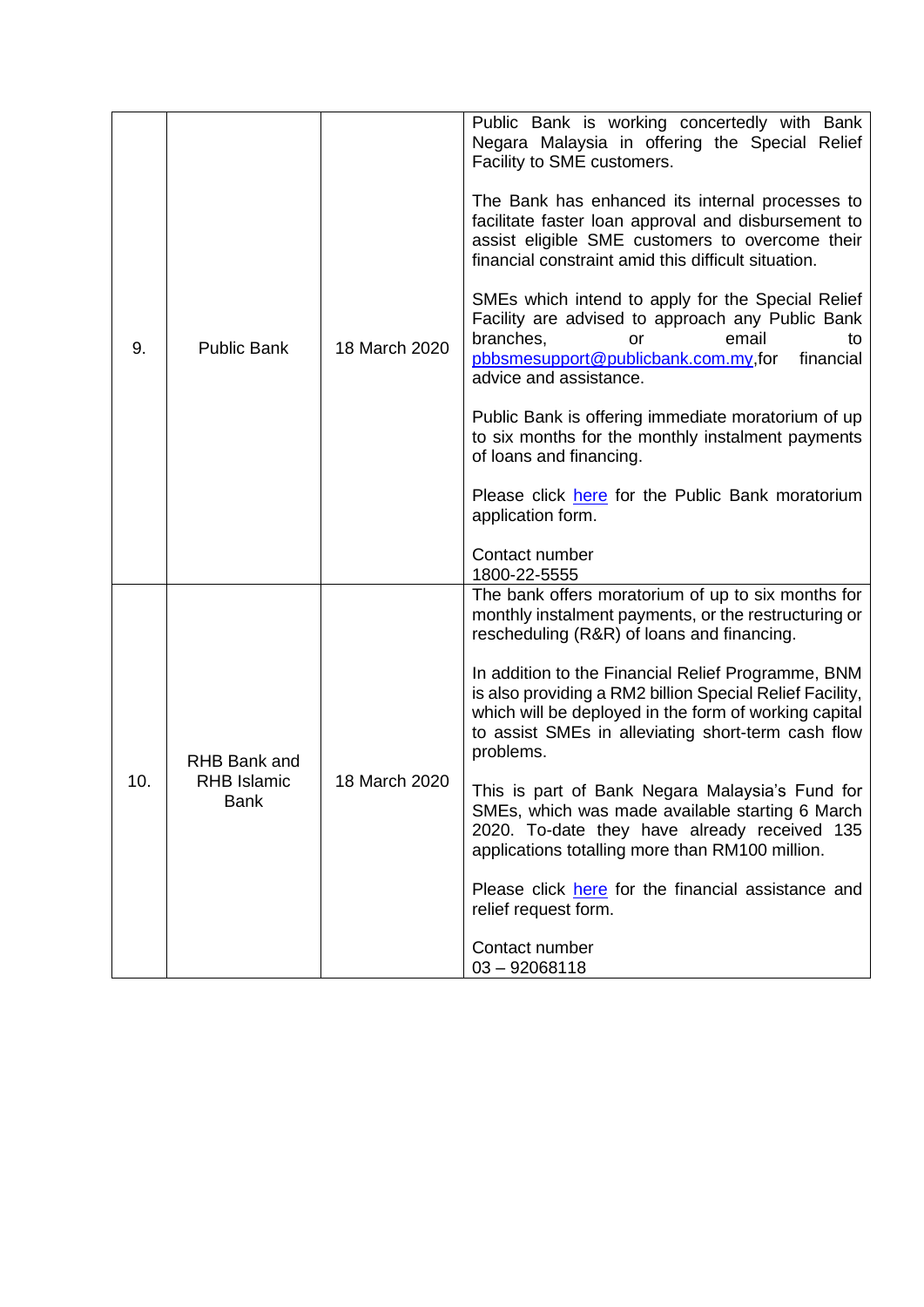| 9. | Public Bank | 18 March 2020 | Public Bank is working concertedly with Bank Negara Malaysia in offering the Special Relief Facility to SME customers.<br><br>The Bank has enhanced its internal processes to facilitate faster loan approval and disbursement to assist eligible SME customers to overcome their financial constraint amid this difficult situation.<br><br>SMEs which intend to apply for the Special Relief Facility are advised to approach any Public Bank branches, or email to pbbsmesupport@publicbank.com.my,for financial advice and assistance.<br><br>Public Bank is offering immediate moratorium of up to six months for the monthly instalment payments of loans and financing.<br><br>Please click here for the Public Bank moratorium application form.<br><br>Contact number<br>1800-22-5555 |
|---|---|---|---|
| 10. | RHB Bank and RHB Islamic Bank | 18 March 2020 | The bank offers moratorium of up to six months for monthly instalment payments, or the restructuring or rescheduling (R&R) of loans and financing.<br><br>In addition to the Financial Relief Programme, BNM is also providing a RM2 billion Special Relief Facility, which will be deployed in the form of working capital to assist SMEs in alleviating short-term cash flow problems.<br><br>This is part of Bank Negara Malaysia's Fund for SMEs, which was made available starting 6 March 2020. To-date they have already received 135 applications totalling more than RM100 million.<br><br>Please click here for the financial assistance and relief request form.<br><br>Contact number<br>03 – 92068118 |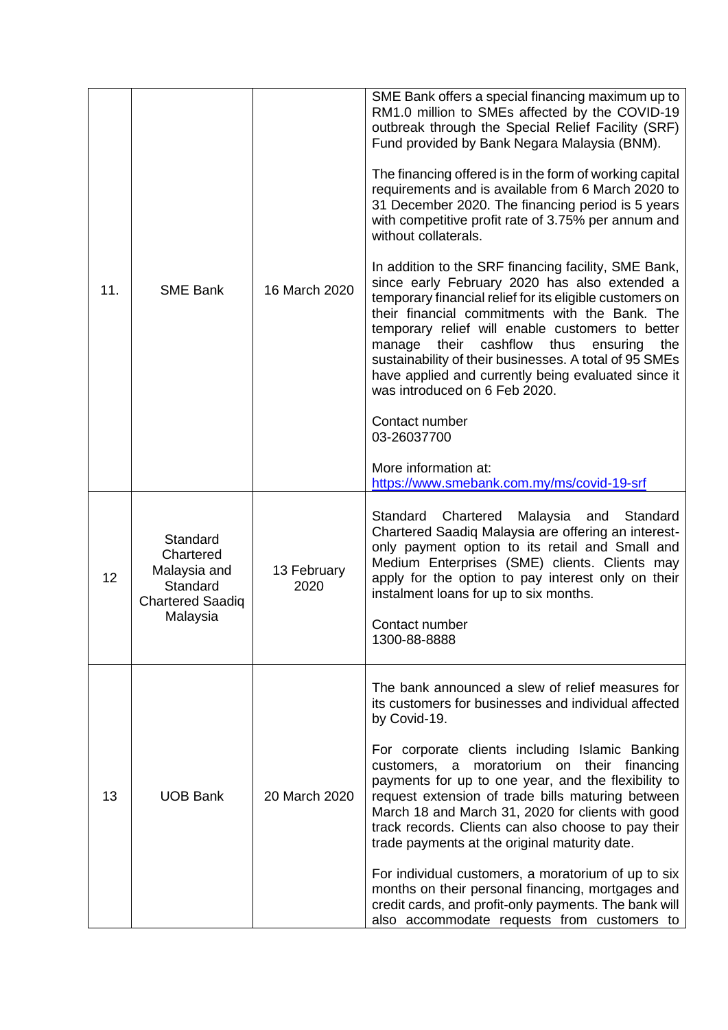| | | | |
|---|---|---|---|
| 11. | SME Bank | 16 March 2020 | SME Bank offers a special financing maximum up to RM1.0 million to SMEs affected by the COVID-19 outbreak through the Special Relief Facility (SRF) Fund provided by Bank Negara Malaysia (BNM).<br><br>The financing offered is in the form of working capital requirements and is available from 6 March 2020 to 31 December 2020. The financing period is 5 years with competitive profit rate of 3.75% per annum and without collaterals.<br><br>In addition to the SRF financing facility, SME Bank, since early February 2020 has also extended a temporary financial relief for its eligible customers on their financial commitments with the Bank. The temporary relief will enable customers to better manage their cashflow thus ensuring the sustainability of their businesses. A total of 95 SMEs have applied and currently being evaluated since it was introduced on 6 Feb 2020.<br><br>Contact number<br>03-26037700<br><br>More information at:<br>https://www.smebank.com.my/ms/covid-19-srf |
| 12 | Standard Chartered Malaysia and Standard Chartered Saadiq Malaysia | 13 February 2020 | Standard Chartered Malaysia and Standard Chartered Saadiq Malaysia are offering an interest-only payment option to its retail and Small and Medium Enterprises (SME) clients. Clients may apply for the option to pay interest only on their instalment loans for up to six months.<br><br>Contact number<br>1300-88-8888 |
| 13 | UOB Bank | 20 March 2020 | The bank announced a slew of relief measures for its customers for businesses and individual affected by Covid-19.<br><br>For corporate clients including Islamic Banking customers, a moratorium on their financing payments for up to one year, and the flexibility to request extension of trade bills maturing between March 18 and March 31, 2020 for clients with good track records. Clients can also choose to pay their trade payments at the original maturity date.<br><br>For individual customers, a moratorium of up to six months on their personal financing, mortgages and credit cards, and profit-only payments. The bank will also accommodate requests from customers to |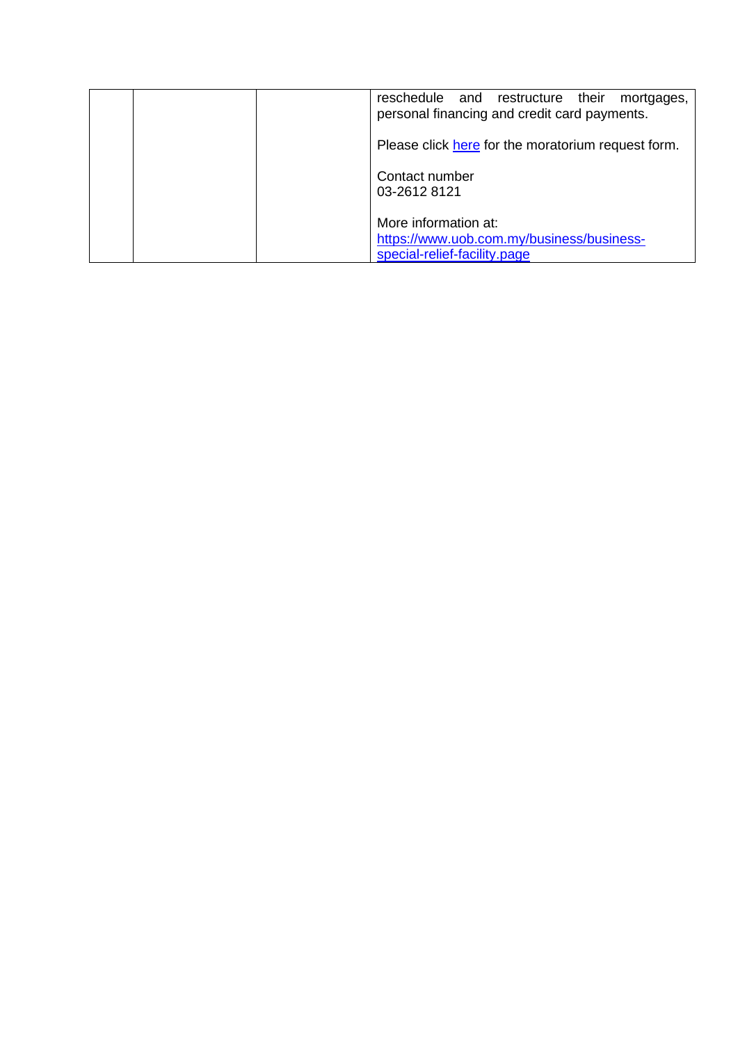| | | | |
|---|---|---|---|
| | | | reschedule and restructure their mortgages, personal financing and credit card payments.<br><br>Please click [here]() for the moratorium request form.<br><br>Contact number<br>03-2612 8121<br><br>More information at:<br>https://www.uob.com.my/business/business-special-relief-facility.page |